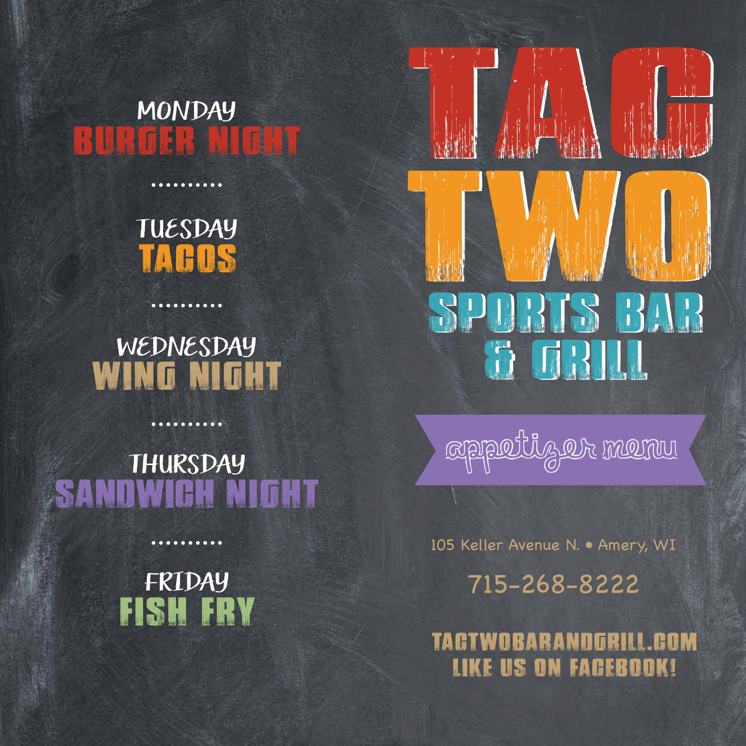**MONDAY**
**BURGER NIGHT**

..........

**TUESDAY**
**TACOS**

..........

**WEDNESDAY**
**WING NIGHT**

..........

**THURSDAY**
**SANDWICH NIGHT**

..........

**FRIDAY**
**FISH FRY**

# TAC TWO

## SPORTS BAR & GRILL

### appetizer menu

105 Keller Avenue N. • Amery, WI

715-268-8222

**TACTWOBARANDGRILL.COM**
**LIKE US ON FACEBOOK!**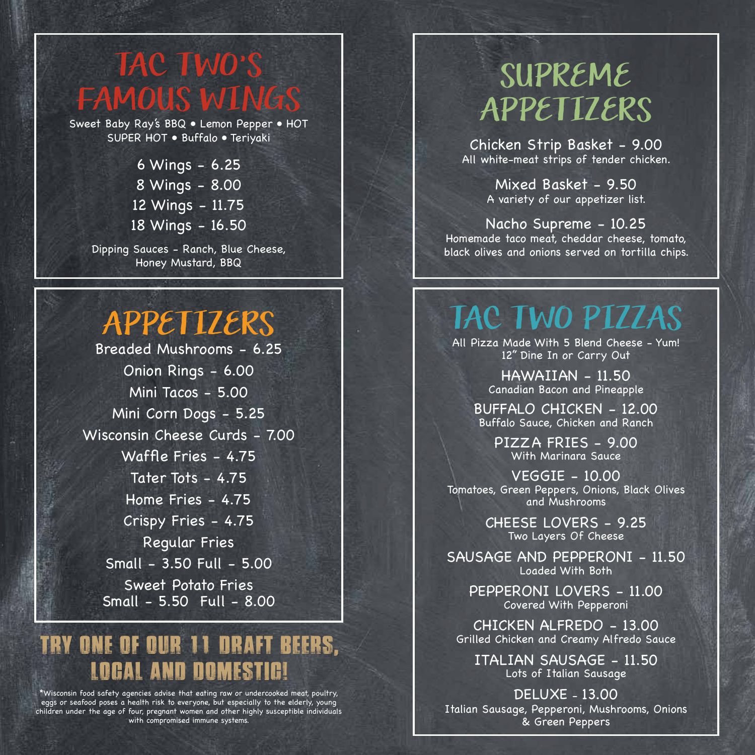# TAC TWO'S FAMOUS WINGS

Sweet Baby Ray's BBQ • Lemon Pepper • HOT
SUPER HOT • Buffalo • Teriyaki

6 Wings - 6.25
8 Wings - 8.00
12 Wings - 11.75
18 Wings - 16.50

Dipping Sauces - Ranch, Blue Cheese, Honey Mustard, BBQ

# APPETIZERS

Breaded Mushrooms - 6.25
Onion Rings - 6.00
Mini Tacos - 5.00
Mini Corn Dogs - 5.25
Wisconsin Cheese Curds - 7.00
Waffle Fries - 4.75
Tater Tots - 4.75
Home Fries - 4.75
Crispy Fries - 4.75

Regular Fries
Small - 3.50 Full - 5.00

Sweet Potato Fries
Small - 5.50 Full - 8.00

## TRY ONE OF OUR 11 DRAFT BEERS, LOCAL AND DOMESTIC!

*Wisconsin food safety agencies advise that eating raw or undercooked meat, poultry, eggs or seafood poses a health risk to everyone, but especially to the elderly, young children under the age of four, pregnant women and other highly susceptible individuals with compromised immune systems.

# SUPREME APPETIZERS

Chicken Strip Basket - 9.00
All white-meat strips of tender chicken.

Mixed Basket - 9.50
A variety of our appetizer list.

Nacho Supreme - 10.25
Homemade taco meat, cheddar cheese, tomato, black olives and onions served on tortilla chips.

# TAC TWO PIZZAS

All Pizza Made With 5 Blend Cheese - Yum!
12" Dine In or Carry Out

HAWAIIAN - 11.50
Canadian Bacon and Pineapple

BUFFALO CHICKEN - 12.00
Buffalo Sauce, Chicken and Ranch

PIZZA FRIES - 9.00
With Marinara Sauce

VEGGIE - 10.00
Tomatoes, Green Peppers, Onions, Black Olives and Mushrooms

CHEESE LOVERS - 9.25
Two Layers Of Cheese

SAUSAGE AND PEPPERONI - 11.50
Loaded With Both

PEPPERONI LOVERS - 11.00
Covered With Pepperoni

CHICKEN ALFREDO - 13.00
Grilled Chicken and Creamy Alfredo Sauce

ITALIAN SAUSAGE - 11.50
Lots of Italian Sausage

DELUXE - 13.00
Italian Sausage, Pepperoni, Mushrooms, Onions & Green Peppers